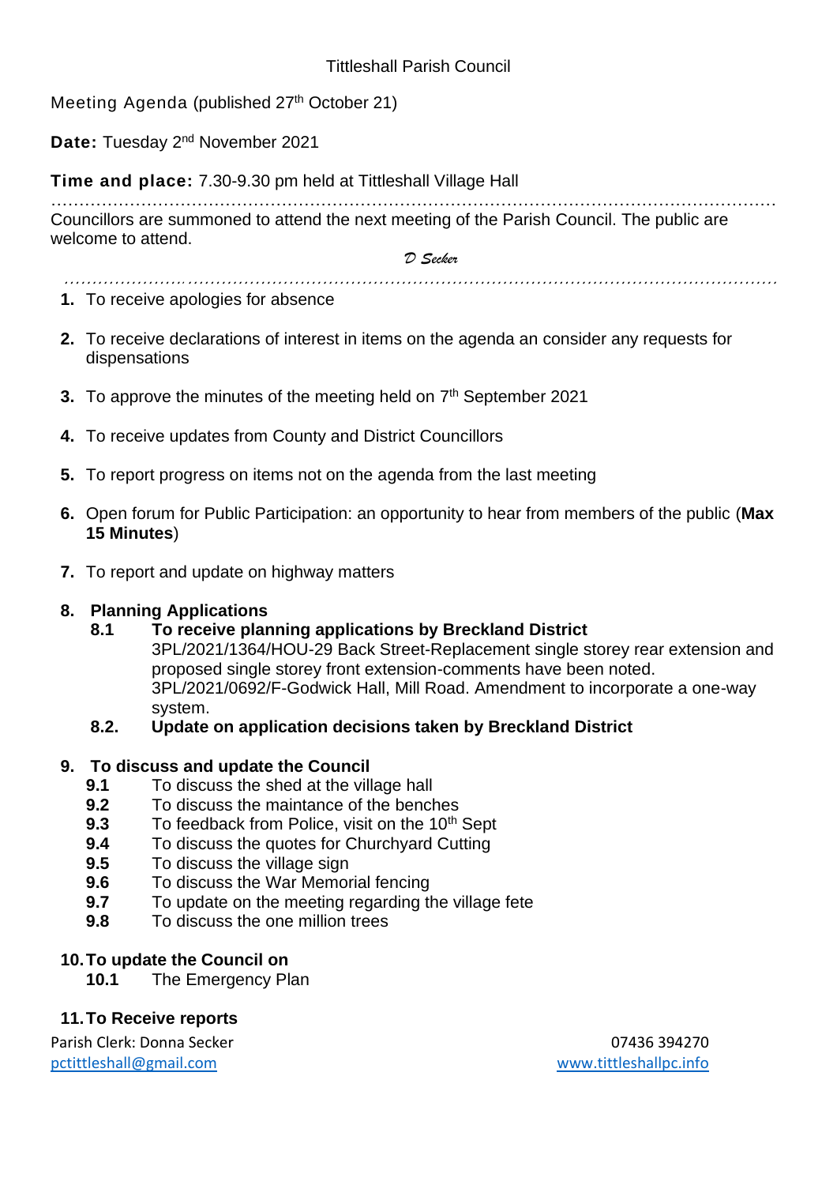Tittleshall Parish Council

Meeting Agenda (published 27th October 21)

**Date:** Tuesday 2nd November 2021

**Time and place:** 7.30-9.30 pm held at Tittleshall Village Hall

Councillors are summoned to attend the next meeting of the Parish Council. The public are welcome to attend.

*D Secker*

1. To receive apologies for absence
2. To receive declarations of interest in items on the agenda an consider any requests for dispensations
3. To approve the minutes of the meeting held on 7th September 2021
4. To receive updates from County and District Councillors
5. To report progress on items not on the agenda from the last meeting
6. Open forum for Public Participation: an opportunity to hear from members of the public (**Max 15 Minutes**)
7. To report and update on highway matters
8. **Planning Applications**
   - **8.1 To receive planning applications by Breckland District**
     3PL/2021/1364/HOU-29 Back Street-Replacement single storey rear extension and proposed single storey front extension-comments have been noted.
     3PL/2021/0692/F-Godwick Hall, Mill Road. Amendment to incorporate a one-way system.
   - **8.2. Update on application decisions taken by Breckland District**
9. **To discuss and update the Council**
   - **9.1** To discuss the shed at the village hall
   - **9.2** To discuss the maintance of the benches
   - **9.3** To feedback from Police, visit on the 10th Sept
   - **9.4** To discuss the quotes for Churchyard Cutting
   - **9.5** To discuss the village sign
   - **9.6** To discuss the War Memorial fencing
   - **9.7** To update on the meeting regarding the village fete
   - **9.8** To discuss the one million trees
10. **To update the Council on**
    - **10.1** The Emergency Plan
11. **To Receive reports**

Parish Clerk: Donna Secker 07436 394270
pctittleshall@gmail.com www.tittleshallpc.info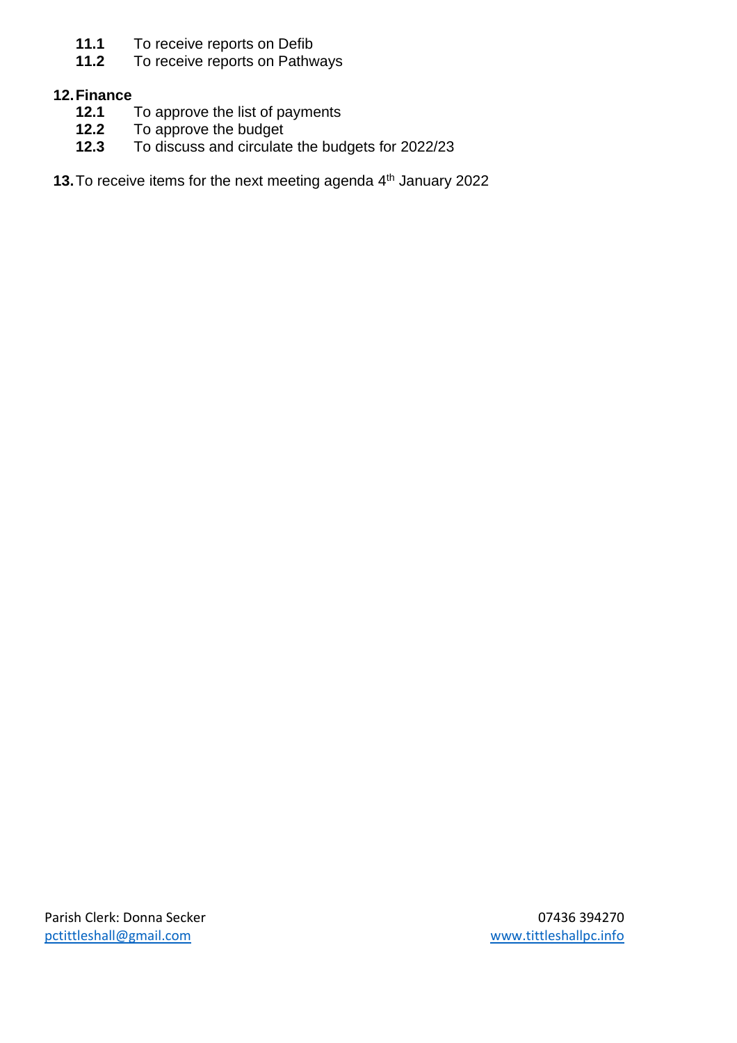- **11.1** To receive reports on Defib
- **11.2** To receive reports on Pathways

**12. Finance**

- **12.1** To approve the list of payments
- **12.2** To approve the budget
- **12.3** To discuss and circulate the budgets for 2022/23

**13.** To receive items for the next meeting agenda 4th January 2022

Parish Clerk: Donna Secker
pctittleshall@gmail.com

07436 394270
www.tittleshallpc.info